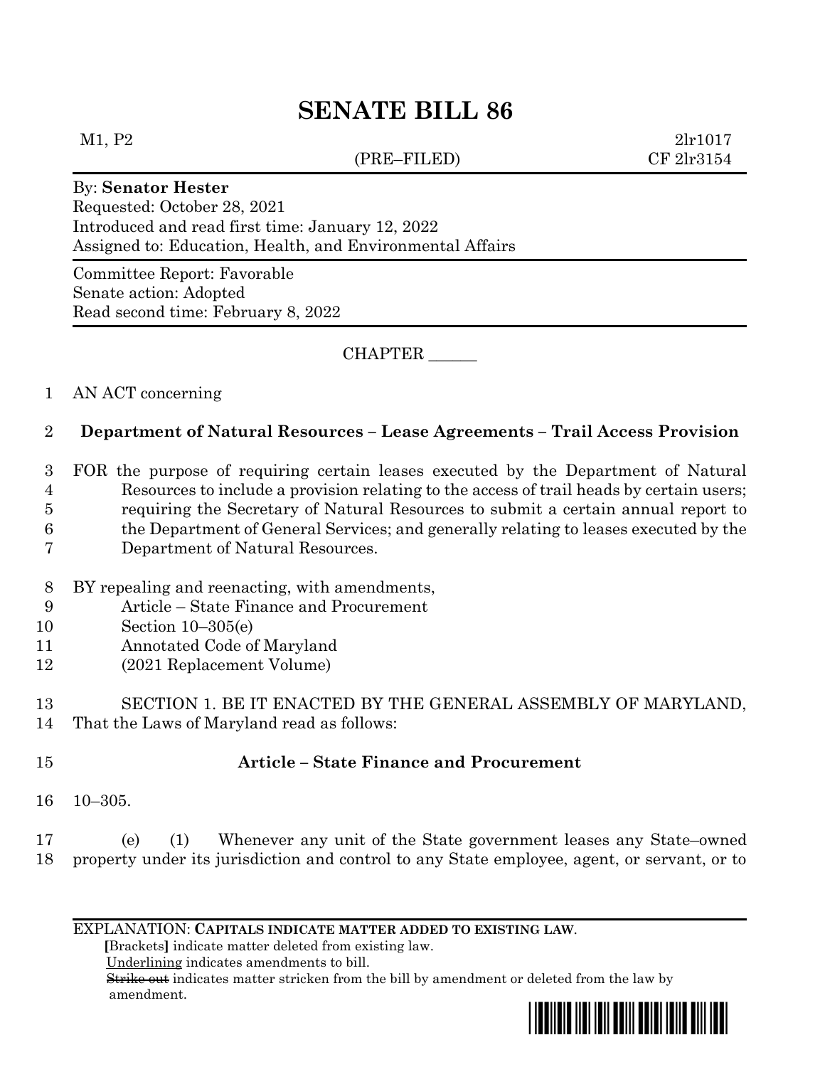# SENATE BILL 86

M1, P2 (PRE–FILED) 2lr1017
CF 2lr3154

By: **Senator Hester**
Requested: October 28, 2021
Introduced and read first time: January 12, 2022
Assigned to: Education, Health, and Environmental Affairs

Committee Report: Favorable
Senate action: Adopted
Read second time: February 8, 2022

CHAPTER ______

1 AN ACT concerning

2 **Department of Natural Resources – Lease Agreements – Trail Access Provision**

3 FOR the purpose of requiring certain leases executed by the Department of Natural
4 Resources to include a provision relating to the access of trail heads by certain users;
5 requiring the Secretary of Natural Resources to submit a certain annual report to
6 the Department of General Services; and generally relating to leases executed by the
7 Department of Natural Resources.

8 BY repealing and reenacting, with amendments,
9 Article – State Finance and Procurement
10 Section 10–305(e)
11 Annotated Code of Maryland
12 (2021 Replacement Volume)

13 SECTION 1. BE IT ENACTED BY THE GENERAL ASSEMBLY OF MARYLAND,
14 That the Laws of Maryland read as follows:

15 **Article – State Finance and Procurement**

16 10–305.

17 (e) (1) Whenever any unit of the State government leases any State–owned
18 property under its jurisdiction and control to any State employee, agent, or servant, or to

EXPLANATION: **CAPITALS INDICATE MATTER ADDED TO EXISTING LAW.**
**[**Brackets**]** indicate matter deleted from existing law.
Underlining indicates amendments to bill.
~~Strike out~~ indicates matter stricken from the bill by amendment or deleted from the law by amendment.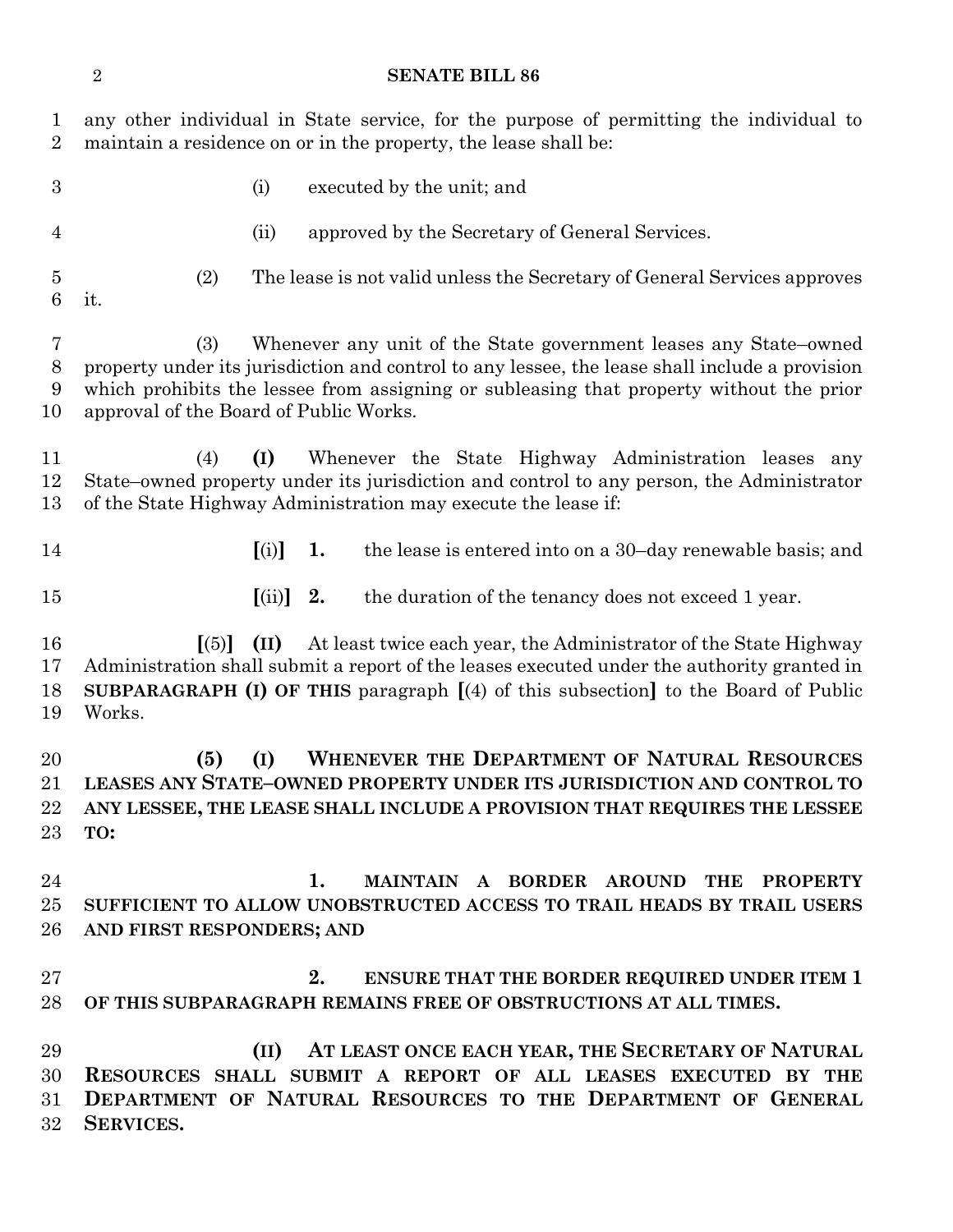any other individual in State service, for the purpose of permitting the individual to maintain a residence on or in the property, the lease shall be:

(i) executed by the unit; and

(ii) approved by the Secretary of General Services.

(2) The lease is not valid unless the Secretary of General Services approves it.

(3) Whenever any unit of the State government leases any State–owned property under its jurisdiction and control to any lessee, the lease shall include a provision which prohibits the lessee from assigning or subleasing that property without the prior approval of the Board of Public Works.

(4) **(I)** Whenever the State Highway Administration leases any State–owned property under its jurisdiction and control to any person, the Administrator of the State Highway Administration may execute the lease if:

**[**(i)**]** **1.** the lease is entered into on a 30–day renewable basis; and

**[**(ii)**]** **2.** the duration of the tenancy does not exceed 1 year.

**[**(5)**]** **(II)** At least twice each year, the Administrator of the State Highway Administration shall submit a report of the leases executed under the authority granted in **SUBPARAGRAPH (I) OF THIS** paragraph **[**(4) of this subsection**]** to the Board of Public Works.

**(5) (I) WHENEVER THE DEPARTMENT OF NATURAL RESOURCES LEASES ANY STATE–OWNED PROPERTY UNDER ITS JURISDICTION AND CONTROL TO ANY LESSEE, THE LEASE SHALL INCLUDE A PROVISION THAT REQUIRES THE LESSEE TO:**

**1. MAINTAIN A BORDER AROUND THE PROPERTY SUFFICIENT TO ALLOW UNOBSTRUCTED ACCESS TO TRAIL HEADS BY TRAIL USERS AND FIRST RESPONDERS; AND**

**2. ENSURE THAT THE BORDER REQUIRED UNDER ITEM 1 OF THIS SUBPARAGRAPH REMAINS FREE OF OBSTRUCTIONS AT ALL TIMES.**

**(II) AT LEAST ONCE EACH YEAR, THE SECRETARY OF NATURAL RESOURCES SHALL SUBMIT A REPORT OF ALL LEASES EXECUTED BY THE DEPARTMENT OF NATURAL RESOURCES TO THE DEPARTMENT OF GENERAL SERVICES.**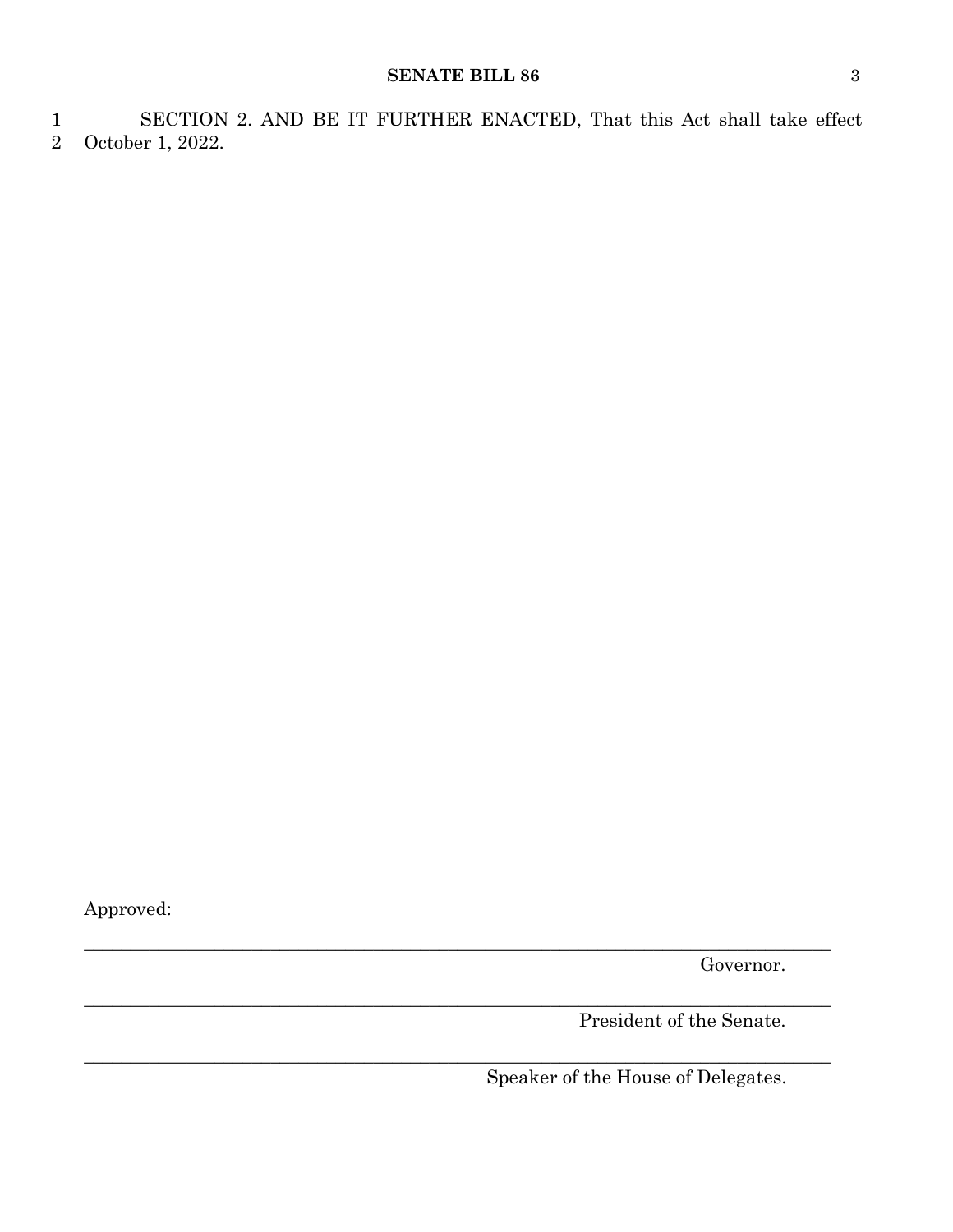SECTION 2. AND BE IT FURTHER ENACTED, That this Act shall take effect October 1, 2022.

Approved:

\_\_\_\_\_\_\_\_\_\_\_\_\_\_\_\_\_\_\_\_\_\_\_\_\_\_\_\_\_\_\_\_\_\_\_\_\_\_\_\_\_\_\_\_

Governor.

\_\_\_\_\_\_\_\_\_\_\_\_\_\_\_\_\_\_\_\_\_\_\_\_\_\_\_\_\_\_\_\_\_\_\_\_\_\_\_\_\_\_\_\_

President of the Senate.

\_\_\_\_\_\_\_\_\_\_\_\_\_\_\_\_\_\_\_\_\_\_\_\_\_\_\_\_\_\_\_\_\_\_\_\_\_\_\_\_\_\_\_\_

Speaker of the House of Delegates.